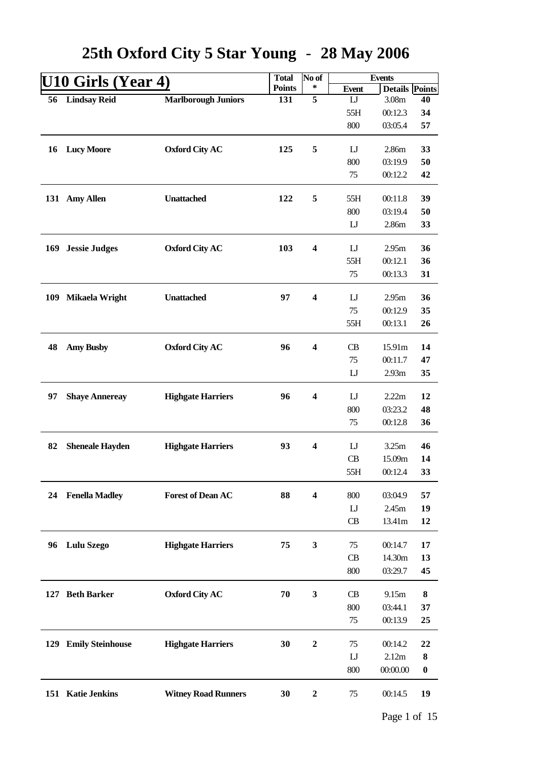# 25th Oxford City 5 Star Young - 28 May 2006

## U10 Girls (Year 4)

| No. | Name | Club | Total Points | No of * | Event | Details | Points |
|---|---|---|---|---|---|---|---|
| 56 | Lindsay Reid | Marlborough Juniors | 131 | 5 | LJ | 3.08m | 40 |
| | | | | | 55H | 00:12.3 | 34 |
| | | | | | 800 | 03:05.4 | 57 |
| 16 | Lucy Moore | Oxford City AC | 125 | 5 | LJ | 2.86m | 33 |
| | | | | | 800 | 03:19.9 | 50 |
| | | | | | 75 | 00:12.2 | 42 |
| 131 | Amy Allen | Unattached | 122 | 5 | 55H | 00:11.8 | 39 |
| | | | | | 800 | 03:19.4 | 50 |
| | | | | | LJ | 2.86m | 33 |
| 169 | Jessie Judges | Oxford City AC | 103 | 4 | LJ | 2.95m | 36 |
| | | | | | 55H | 00:12.1 | 36 |
| | | | | | 75 | 00:13.3 | 31 |
| 109 | Mikaela Wright | Unattached | 97 | 4 | LJ | 2.95m | 36 |
| | | | | | 75 | 00:12.9 | 35 |
| | | | | | 55H | 00:13.1 | 26 |
| 48 | Amy Busby | Oxford City AC | 96 | 4 | CB | 15.91m | 14 |
| | | | | | 75 | 00:11.7 | 47 |
| | | | | | LJ | 2.93m | 35 |
| 97 | Shaye Annereay | Highgate Harriers | 96 | 4 | LJ | 2.22m | 12 |
| | | | | | 800 | 03:23.2 | 48 |
| | | | | | 75 | 00:12.8 | 36 |
| 82 | Sheneale Hayden | Highgate Harriers | 93 | 4 | LJ | 3.25m | 46 |
| | | | | | CB | 15.09m | 14 |
| | | | | | 55H | 00:12.4 | 33 |
| 24 | Fenella Madley | Forest of Dean AC | 88 | 4 | 800 | 03:04.9 | 57 |
| | | | | | LJ | 2.45m | 19 |
| | | | | | CB | 13.41m | 12 |
| 96 | Lulu Szego | Highgate Harriers | 75 | 3 | 75 | 00:14.7 | 17 |
| | | | | | CB | 14.30m | 13 |
| | | | | | 800 | 03:29.7 | 45 |
| 127 | Beth Barker | Oxford City AC | 70 | 3 | CB | 9.15m | 8 |
| | | | | | 800 | 03:44.1 | 37 |
| | | | | | 75 | 00:13.9 | 25 |
| 129 | Emily Steinhouse | Highgate Harriers | 30 | 2 | 75 | 00:14.2 | 22 |
| | | | | | LJ | 2.12m | 8 |
| | | | | | 800 | 00:00.00 | 0 |
| 151 | Katie Jenkins | Witney Road Runners | 30 | 2 | 75 | 00:14.5 | 19 |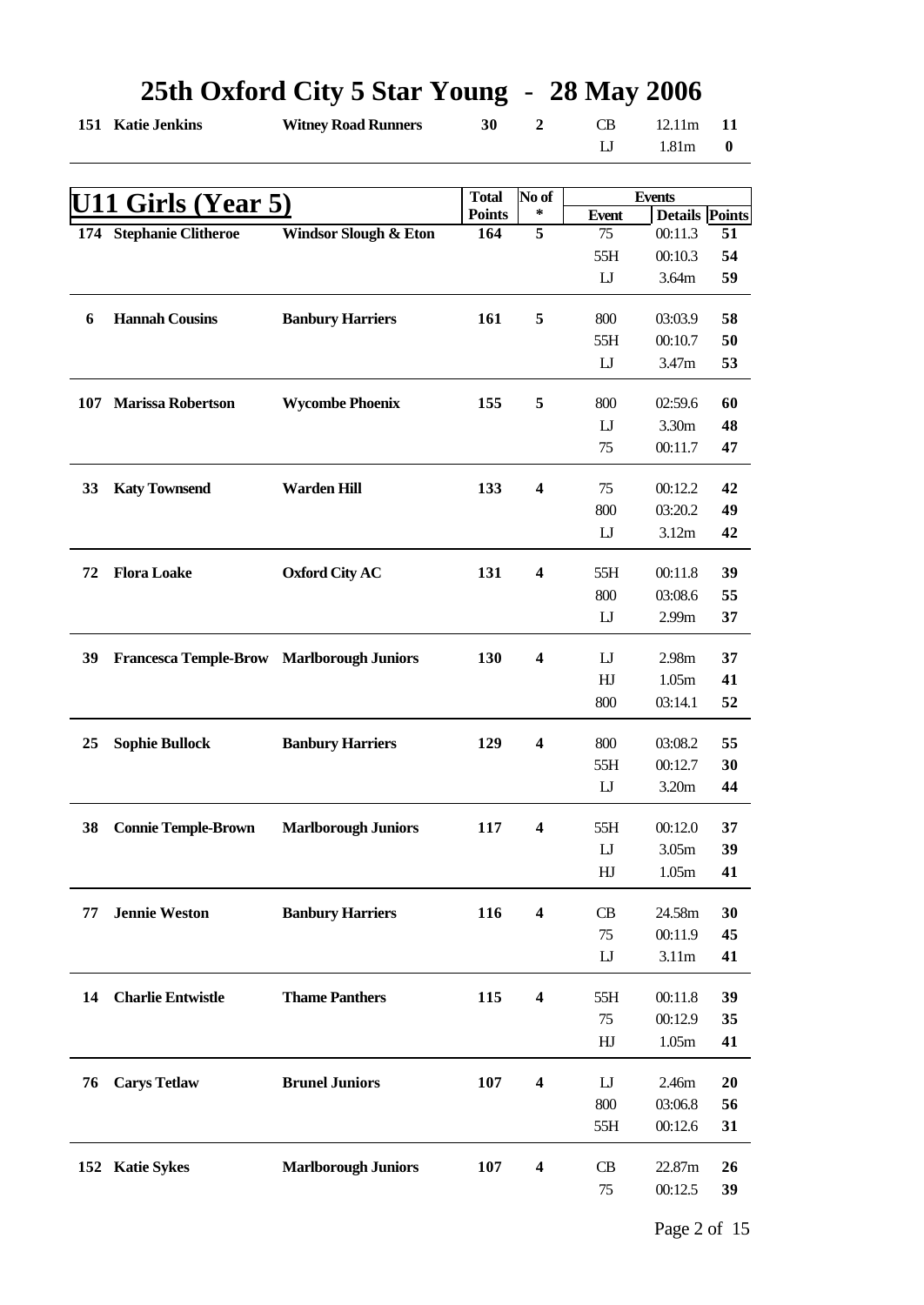# 25th Oxford City 5 Star Young - 28 May 2006

| | | | | | | | |
|---|---|---|---|---|---|---|---|
| **151** | **Katie Jenkins** | **Witney Road Runners** | **30** | **2** | CB | 12.11m | **11** |
| | | | | | LJ | 1.81m | **0** |

## U11 Girls (Year 5)

| | | | Total Points | No of * | Event | Details | Points |
|---|---|---|---|---|---|---|---|
| **174** | **Stephanie Clitheroe** | **Windsor Slough & Eton** | **164** | **5** | 75 | 00:11.3 | **51** |
| | | | | | 55H | 00:10.3 | **54** |
| | | | | | LJ | 3.64m | **59** |
| **6** | **Hannah Cousins** | **Banbury Harriers** | **161** | **5** | 800 | 03:03.9 | **58** |
| | | | | | 55H | 00:10.7 | **50** |
| | | | | | LJ | 3.47m | **53** |
| **107** | **Marissa Robertson** | **Wycombe Phoenix** | **155** | **5** | 800 | 02:59.6 | **60** |
| | | | | | LJ | 3.30m | **48** |
| | | | | | 75 | 00:11.7 | **47** |
| **33** | **Katy Townsend** | **Warden Hill** | **133** | **4** | 75 | 00:12.2 | **42** |
| | | | | | 800 | 03:20.2 | **49** |
| | | | | | LJ | 3.12m | **42** |
| **72** | **Flora Loake** | **Oxford City AC** | **131** | **4** | 55H | 00:11.8 | **39** |
| | | | | | 800 | 03:08.6 | **55** |
| | | | | | LJ | 2.99m | **37** |
| **39** | **Francesca Temple-Brow** | **Marlborough Juniors** | **130** | **4** | LJ | 2.98m | **37** |
| | | | | | HJ | 1.05m | **41** |
| | | | | | 800 | 03:14.1 | **52** |
| **25** | **Sophie Bullock** | **Banbury Harriers** | **129** | **4** | 800 | 03:08.2 | **55** |
| | | | | | 55H | 00:12.7 | **30** |
| | | | | | LJ | 3.20m | **44** |
| **38** | **Connie Temple-Brown** | **Marlborough Juniors** | **117** | **4** | 55H | 00:12.0 | **37** |
| | | | | | LJ | 3.05m | **39** |
| | | | | | HJ | 1.05m | **41** |
| **77** | **Jennie Weston** | **Banbury Harriers** | **116** | **4** | CB | 24.58m | **30** |
| | | | | | 75 | 00:11.9 | **45** |
| | | | | | LJ | 3.11m | **41** |
| **14** | **Charlie Entwistle** | **Thame Panthers** | **115** | **4** | 55H | 00:11.8 | **39** |
| | | | | | 75 | 00:12.9 | **35** |
| | | | | | HJ | 1.05m | **41** |
| **76** | **Carys Tetlaw** | **Brunel Juniors** | **107** | **4** | LJ | 2.46m | **20** |
| | | | | | 800 | 03:06.8 | **56** |
| | | | | | 55H | 00:12.6 | **31** |
| **152** | **Katie Sykes** | **Marlborough Juniors** | **107** | **4** | CB | 22.87m | **26** |
| | | | | | 75 | 00:12.5 | **39** |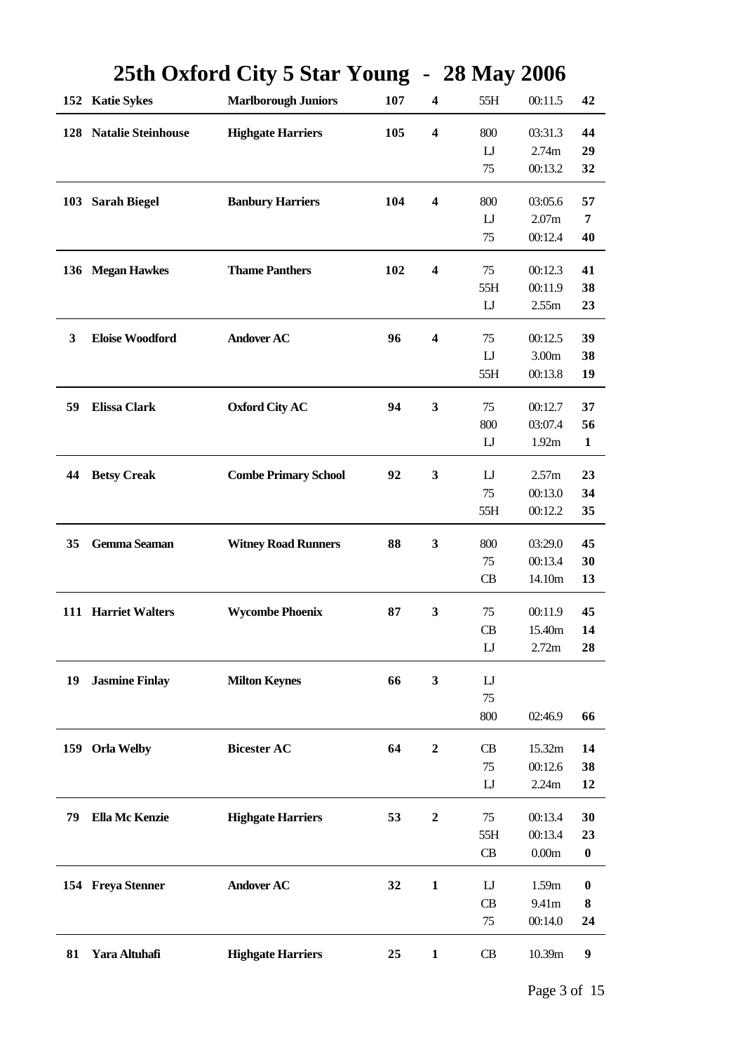# 25th Oxford City 5 Star Young - 28 May 2006

| No. | Name | Club | Total | Events | Event | Performance | Points |
|---|---|---|---|---|---|---|---|
| **152** | **Katie Sykes** | **Marlborough Juniors** | **107** | **4** | 55H | 00:11.5 | **42** |
| **128** | **Natalie Steinhouse** | **Highgate Harriers** | **105** | **4** | 800 | 03:31.3 | **44** |
| | | | | | LJ | 2.74m | **29** |
| | | | | | 75 | 00:13.2 | **32** |
| **103** | **Sarah Biegel** | **Banbury Harriers** | **104** | **4** | 800 | 03:05.6 | **57** |
| | | | | | LJ | 2.07m | **7** |
| | | | | | 75 | 00:12.4 | **40** |
| **136** | **Megan Hawkes** | **Thame Panthers** | **102** | **4** | 75 | 00:12.3 | **41** |
| | | | | | 55H | 00:11.9 | **38** |
| | | | | | LJ | 2.55m | **23** |
| **3** | **Eloise Woodford** | **Andover AC** | **96** | **4** | 75 | 00:12.5 | **39** |
| | | | | | LJ | 3.00m | **38** |
| | | | | | 55H | 00:13.8 | **19** |
| **59** | **Elissa Clark** | **Oxford City AC** | **94** | **3** | 75 | 00:12.7 | **37** |
| | | | | | 800 | 03:07.4 | **56** |
| | | | | | LJ | 1.92m | **1** |
| **44** | **Betsy Creak** | **Combe Primary School** | **92** | **3** | LJ | 2.57m | **23** |
| | | | | | 75 | 00:13.0 | **34** |
| | | | | | 55H | 00:12.2 | **35** |
| **35** | **Gemma Seaman** | **Witney Road Runners** | **88** | **3** | 800 | 03:29.0 | **45** |
| | | | | | 75 | 00:13.4 | **30** |
| | | | | | CB | 14.10m | **13** |
| **111** | **Harriet Walters** | **Wycombe Phoenix** | **87** | **3** | 75 | 00:11.9 | **45** |
| | | | | | CB | 15.40m | **14** |
| | | | | | LJ | 2.72m | **28** |
| **19** | **Jasmine Finlay** | **Milton Keynes** | **66** | **3** | LJ | | |
| | | | | | 75 | | |
| | | | | | 800 | 02:46.9 | **66** |
| **159** | **Orla Welby** | **Bicester AC** | **64** | **2** | CB | 15.32m | **14** |
| | | | | | 75 | 00:12.6 | **38** |
| | | | | | LJ | 2.24m | **12** |
| **79** | **Ella Mc Kenzie** | **Highgate Harriers** | **53** | **2** | 75 | 00:13.4 | **30** |
| | | | | | 55H | 00:13.4 | **23** |
| | | | | | CB | 0.00m | **0** |
| **154** | **Freya Stenner** | **Andover AC** | **32** | **1** | LJ | 1.59m | **0** |
| | | | | | CB | 9.41m | **8** |
| | | | | | 75 | 00:14.0 | **24** |
| **81** | **Yara Altuhafi** | **Highgate Harriers** | **25** | **1** | CB | 10.39m | **9** |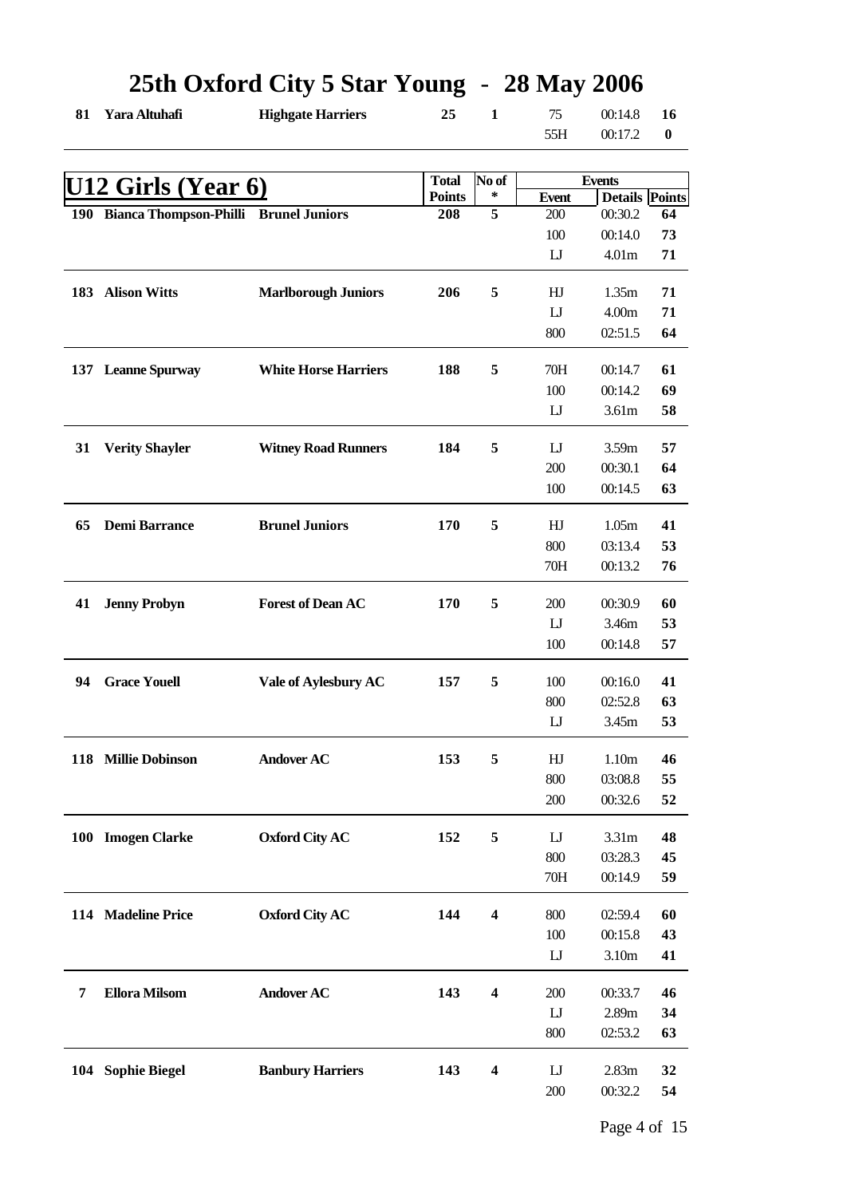# 25th Oxford City 5 Star Young - 28 May 2006

| | | | | | | | |
|---|---|---|---|---|---|---|---|
| **81** | **Yara Altuhafi** | **Highgate Harriers** | **25** | **1** | 75 | 00:14.8 | **16** |
| | | | | | 55H | 00:17.2 | **0** |

## U12 Girls (Year 6)

| | | | Total Points | No of * | Event | Details | Points |
|---|---|---|---|---|---|---|---|
| **190** | **Bianca Thompson-Philli** | **Brunel Juniors** | **208** | **5** | 200 | 00:30.2 | **64** |
| | | | | | 100 | 00:14.0 | **73** |
| | | | | | LJ | 4.01m | **71** |
| **183** | **Alison Witts** | **Marlborough Juniors** | **206** | **5** | HJ | 1.35m | **71** |
| | | | | | LJ | 4.00m | **71** |
| | | | | | 800 | 02:51.5 | **64** |
| **137** | **Leanne Spurway** | **White Horse Harriers** | **188** | **5** | 70H | 00:14.7 | **61** |
| | | | | | 100 | 00:14.2 | **69** |
| | | | | | LJ | 3.61m | **58** |
| **31** | **Verity Shayler** | **Witney Road Runners** | **184** | **5** | LJ | 3.59m | **57** |
| | | | | | 200 | 00:30.1 | **64** |
| | | | | | 100 | 00:14.5 | **63** |
| **65** | **Demi Barrance** | **Brunel Juniors** | **170** | **5** | HJ | 1.05m | **41** |
| | | | | | 800 | 03:13.4 | **53** |
| | | | | | 70H | 00:13.2 | **76** |
| **41** | **Jenny Probyn** | **Forest of Dean AC** | **170** | **5** | 200 | 00:30.9 | **60** |
| | | | | | LJ | 3.46m | **53** |
| | | | | | 100 | 00:14.8 | **57** |
| **94** | **Grace Youell** | **Vale of Aylesbury AC** | **157** | **5** | 100 | 00:16.0 | **41** |
| | | | | | 800 | 02:52.8 | **63** |
| | | | | | LJ | 3.45m | **53** |
| **118** | **Millie Dobinson** | **Andover AC** | **153** | **5** | HJ | 1.10m | **46** |
| | | | | | 800 | 03:08.8 | **55** |
| | | | | | 200 | 00:32.6 | **52** |
| **100** | **Imogen Clarke** | **Oxford City AC** | **152** | **5** | LJ | 3.31m | **48** |
| | | | | | 800 | 03:28.3 | **45** |
| | | | | | 70H | 00:14.9 | **59** |
| **114** | **Madeline Price** | **Oxford City AC** | **144** | **4** | 800 | 02:59.4 | **60** |
| | | | | | 100 | 00:15.8 | **43** |
| | | | | | LJ | 3.10m | **41** |
| **7** | **Ellora Milsom** | **Andover AC** | **143** | **4** | 200 | 00:33.7 | **46** |
| | | | | | LJ | 2.89m | **34** |
| | | | | | 800 | 02:53.2 | **63** |
| **104** | **Sophie Biegel** | **Banbury Harriers** | **143** | **4** | LJ | 2.83m | **32** |
| | | | | | 200 | 00:32.2 | **54** |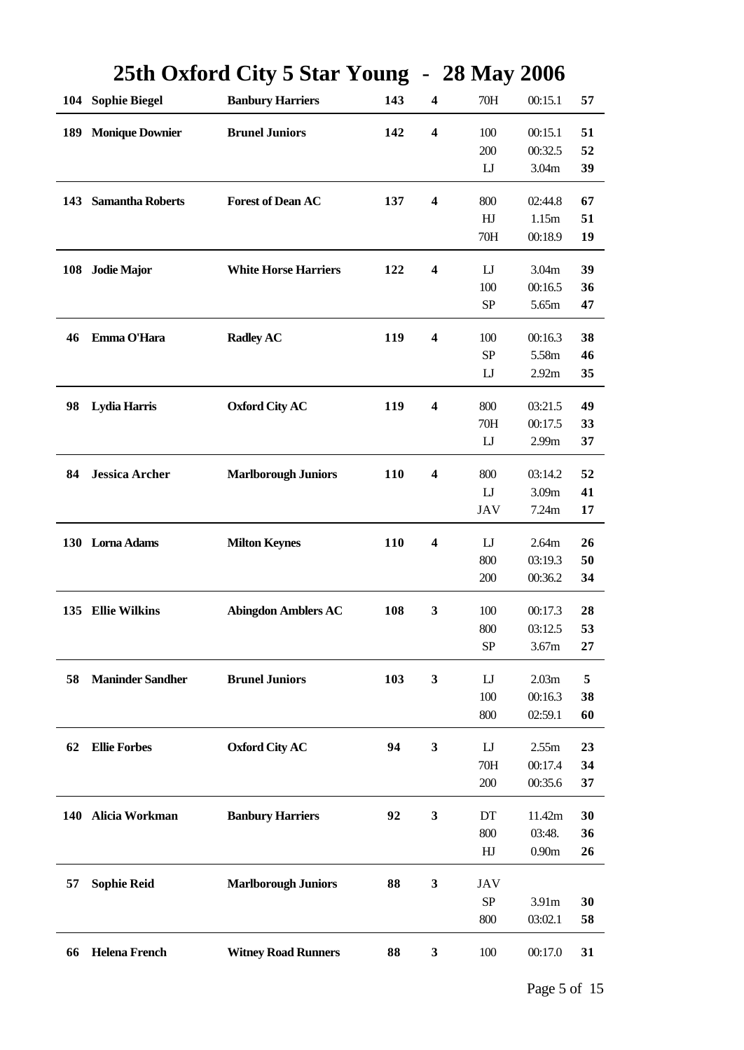# 25th Oxford City 5 Star Young - 28 May 2006

| No. | Name | Club | Total | Stars | Event | Performance | Points |
|---|---|---|---|---|---|---|---|
| 104 | **Sophie Biegel** | **Banbury Harriers** | **143** | **4** | 70H | 00:15.1 | **57** |
| 189 | **Monique Downier** | **Brunel Juniors** | **142** | **4** | 100 | 00:15.1 | **51** |
| | | | | | 200 | 00:32.5 | **52** |
| | | | | | LJ | 3.04m | **39** |
| 143 | **Samantha Roberts** | **Forest of Dean AC** | **137** | **4** | 800 | 02:44.8 | **67** |
| | | | | | HJ | 1.15m | **51** |
| | | | | | 70H | 00:18.9 | **19** |
| 108 | **Jodie Major** | **White Horse Harriers** | **122** | **4** | LJ | 3.04m | **39** |
| | | | | | 100 | 00:16.5 | **36** |
| | | | | | SP | 5.65m | **47** |
| 46 | **Emma O'Hara** | **Radley AC** | **119** | **4** | 100 | 00:16.3 | **38** |
| | | | | | SP | 5.58m | **46** |
| | | | | | LJ | 2.92m | **35** |
| 98 | **Lydia Harris** | **Oxford City AC** | **119** | **4** | 800 | 03:21.5 | **49** |
| | | | | | 70H | 00:17.5 | **33** |
| | | | | | LJ | 2.99m | **37** |
| 84 | **Jessica Archer** | **Marlborough Juniors** | **110** | **4** | 800 | 03:14.2 | **52** |
| | | | | | LJ | 3.09m | **41** |
| | | | | | JAV | 7.24m | **17** |
| 130 | **Lorna Adams** | **Milton Keynes** | **110** | **4** | LJ | 2.64m | **26** |
| | | | | | 800 | 03:19.3 | **50** |
| | | | | | 200 | 00:36.2 | **34** |
| 135 | **Ellie Wilkins** | **Abingdon Amblers AC** | **108** | **3** | 100 | 00:17.3 | **28** |
| | | | | | 800 | 03:12.5 | **53** |
| | | | | | SP | 3.67m | **27** |
| 58 | **Maninder Sandher** | **Brunel Juniors** | **103** | **3** | LJ | 2.03m | **5** |
| | | | | | 100 | 00:16.3 | **38** |
| | | | | | 800 | 02:59.1 | **60** |
| 62 | **Ellie Forbes** | **Oxford City AC** | **94** | **3** | LJ | 2.55m | **23** |
| | | | | | 70H | 00:17.4 | **34** |
| | | | | | 200 | 00:35.6 | **37** |
| 140 | **Alicia Workman** | **Banbury Harriers** | **92** | **3** | DT | 11.42m | **30** |
| | | | | | 800 | 03:48. | **36** |
| | | | | | HJ | 0.90m | **26** |
| 57 | **Sophie Reid** | **Marlborough Juniors** | **88** | **3** | JAV | | |
| | | | | | SP | 3.91m | **30** |
| | | | | | 800 | 03:02.1 | **58** |
| 66 | **Helena French** | **Witney Road Runners** | **88** | **3** | 100 | 00:17.0 | **31** |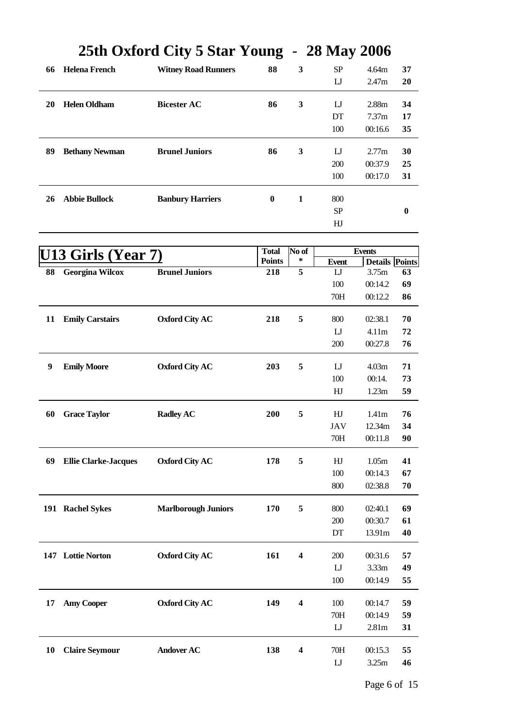# 25th Oxford City 5 Star Young - 28 May 2006

| No | Name | Club | Total Points | No of * | Event | Details | Points |
|---|---|---|---|---|---|---|---|
| 66 | **Helena French** | **Witney Road Runners** | **88** | **3** | SP | 4.64m | **37** |
| | | | | | LJ | 2.47m | **20** |
| 20 | **Helen Oldham** | **Bicester AC** | **86** | **3** | LJ | 2.88m | **34** |
| | | | | | DT | 7.37m | **17** |
| | | | | | 100 | 00:16.6 | **35** |
| 89 | **Bethany Newman** | **Brunel Juniors** | **86** | **3** | LJ | 2.77m | **30** |
| | | | | | 200 | 00:37.9 | **25** |
| | | | | | 100 | 00:17.0 | **31** |
| 26 | **Abbie Bullock** | **Banbury Harriers** | **0** | **1** | 800 | | |
| | | | | | SP | | **0** |
| | | | | | HJ | | |

## U13 Girls (Year 7)

| No | Name | Club | Total Points | No of * | Event | Details | Points |
|---|---|---|---|---|---|---|---|
| 88 | **Georgina Wilcox** | **Brunel Juniors** | **218** | **5** | LJ | 3.75m | **63** |
| | | | | | 100 | 00:14.2 | **69** |
| | | | | | 70H | 00:12.2 | **86** |
| 11 | **Emily Carstairs** | **Oxford City AC** | **218** | **5** | 800 | 02:38.1 | **70** |
| | | | | | LJ | 4.11m | **72** |
| | | | | | 200 | 00:27.8 | **76** |
| 9 | **Emily Moore** | **Oxford City AC** | **203** | **5** | LJ | 4.03m | **71** |
| | | | | | 100 | 00:14. | **73** |
| | | | | | HJ | 1.23m | **59** |
| 60 | **Grace Taylor** | **Radley AC** | **200** | **5** | HJ | 1.41m | **76** |
| | | | | | JAV | 12.34m | **34** |
| | | | | | 70H | 00:11.8 | **90** |
| 69 | **Ellie Clarke-Jacques** | **Oxford City AC** | **178** | **5** | HJ | 1.05m | **41** |
| | | | | | 100 | 00:14.3 | **67** |
| | | | | | 800 | 02:38.8 | **70** |
| 191 | **Rachel Sykes** | **Marlborough Juniors** | **170** | **5** | 800 | 02:40.1 | **69** |
| | | | | | 200 | 00:30.7 | **61** |
| | | | | | DT | 13.91m | **40** |
| 147 | **Lottie Norton** | **Oxford City AC** | **161** | **4** | 200 | 00:31.6 | **57** |
| | | | | | LJ | 3.33m | **49** |
| | | | | | 100 | 00:14.9 | **55** |
| 17 | **Amy Cooper** | **Oxford City AC** | **149** | **4** | 100 | 00:14.7 | **59** |
| | | | | | 70H | 00:14.9 | **59** |
| | | | | | LJ | 2.81m | **31** |
| 10 | **Claire Seymour** | **Andover AC** | **138** | **4** | 70H | 00:15.3 | **55** |
| | | | | | LJ | 3.25m | **46** |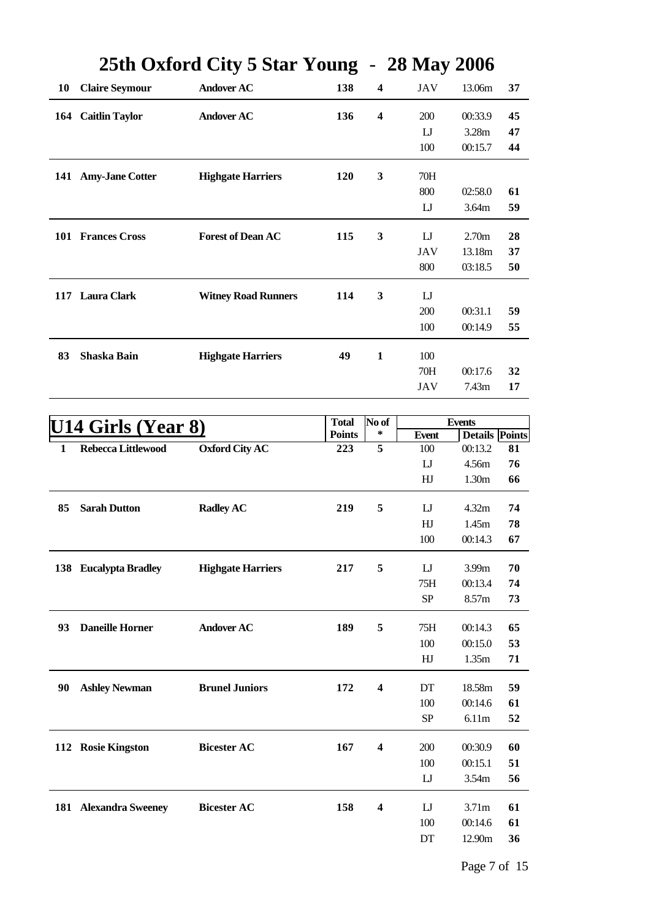# 25th Oxford City 5 Star Young - 28 May 2006

| | | | | | | | |
|---|---|---|---|---|---|---|---|
| **10** | **Claire Seymour** | **Andover AC** | **138** | **4** | JAV | 13.06m | **37** |
| **164** | **Caitlin Taylor** | **Andover AC** | **136** | **4** | 200 | 00:33.9 | **45** |
| | | | | | LJ | 3.28m | **47** |
| | | | | | 100 | 00:15.7 | **44** |
| **141** | **Amy-Jane Cotter** | **Highgate Harriers** | **120** | **3** | 70H | | |
| | | | | | 800 | 02:58.0 | **61** |
| | | | | | LJ | 3.64m | **59** |
| **101** | **Frances Cross** | **Forest of Dean AC** | **115** | **3** | LJ | 2.70m | **28** |
| | | | | | JAV | 13.18m | **37** |
| | | | | | 800 | 03:18.5 | **50** |
| **117** | **Laura Clark** | **Witney Road Runners** | **114** | **3** | LJ | | |
| | | | | | 200 | 00:31.1 | **59** |
| | | | | | 100 | 00:14.9 | **55** |
| **83** | **Shaska Bain** | **Highgate Harriers** | **49** | **1** | 100 | | |
| | | | | | 70H | 00:17.6 | **32** |
| | | | | | JAV | 7.43m | **17** |

## U14 Girls (Year 8)

| | | | **Total Points** | **No of *** | **Event** | **Details** | **Points** |
|---|---|---|---|---|---|---|---|
| **1** | **Rebecca Littlewood** | **Oxford City AC** | **223** | **5** | 100 | 00:13.2 | **81** |
| | | | | | LJ | 4.56m | **76** |
| | | | | | HJ | 1.30m | **66** |
| **85** | **Sarah Dutton** | **Radley AC** | **219** | **5** | LJ | 4.32m | **74** |
| | | | | | HJ | 1.45m | **78** |
| | | | | | 100 | 00:14.3 | **67** |
| **138** | **Eucalypta Bradley** | **Highgate Harriers** | **217** | **5** | LJ | 3.99m | **70** |
| | | | | | 75H | 00:13.4 | **74** |
| | | | | | SP | 8.57m | **73** |
| **93** | **Daneille Horner** | **Andover AC** | **189** | **5** | 75H | 00:14.3 | **65** |
| | | | | | 100 | 00:15.0 | **53** |
| | | | | | HJ | 1.35m | **71** |
| **90** | **Ashley Newman** | **Brunel Juniors** | **172** | **4** | DT | 18.58m | **59** |
| | | | | | 100 | 00:14.6 | **61** |
| | | | | | SP | 6.11m | **52** |
| **112** | **Rosie Kingston** | **Bicester AC** | **167** | **4** | 200 | 00:30.9 | **60** |
| | | | | | 100 | 00:15.1 | **51** |
| | | | | | LJ | 3.54m | **56** |
| **181** | **Alexandra Sweeney** | **Bicester AC** | **158** | **4** | LJ | 3.71m | **61** |
| | | | | | 100 | 00:14.6 | **61** |
| | | | | | DT | 12.90m | **36** |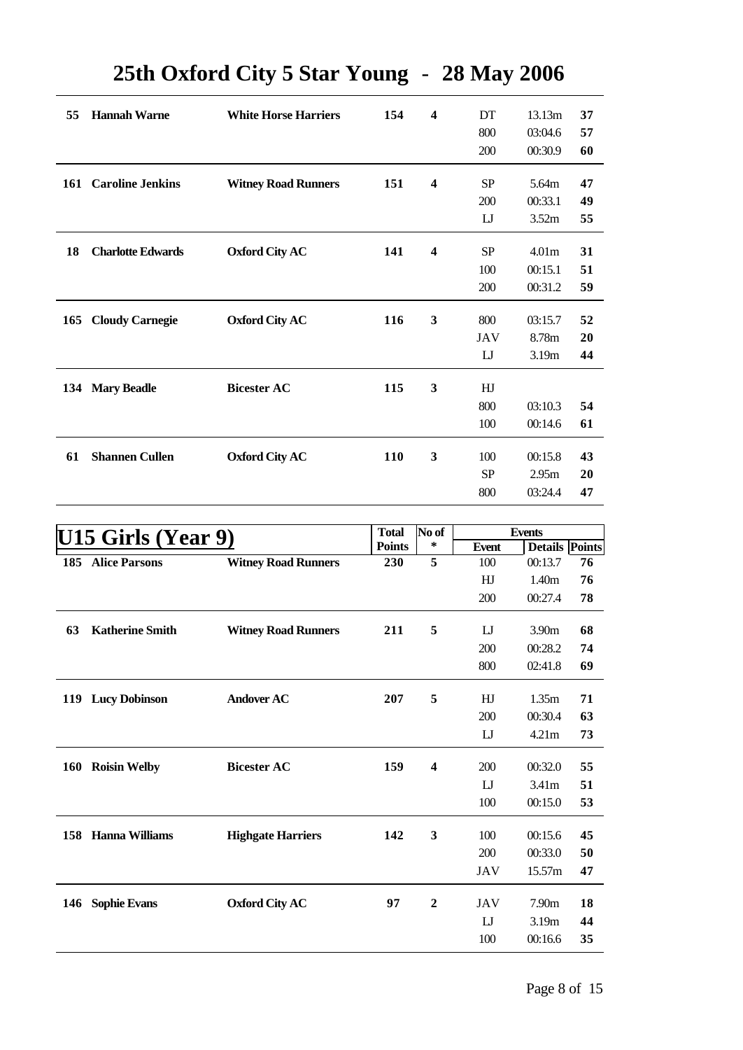# 25th Oxford City 5 Star Young - 28 May 2006

| | | | | | | | |
|---|---|---|---|---|---|---|---|
| **55** | **Hannah Warne** | **White Horse Harriers** | **154** | **4** | DT | 13.13m | **37** |
| | | | | | 800 | 03:04.6 | **57** |
| | | | | | 200 | 00:30.9 | **60** |
| **161** | **Caroline Jenkins** | **Witney Road Runners** | **151** | **4** | SP | 5.64m | **47** |
| | | | | | 200 | 00:33.1 | **49** |
| | | | | | LJ | 3.52m | **55** |
| **18** | **Charlotte Edwards** | **Oxford City AC** | **141** | **4** | SP | 4.01m | **31** |
| | | | | | 100 | 00:15.1 | **51** |
| | | | | | 200 | 00:31.2 | **59** |
| **165** | **Cloudy Carnegie** | **Oxford City AC** | **116** | **3** | 800 | 03:15.7 | **52** |
| | | | | | JAV | 8.78m | **20** |
| | | | | | LJ | 3.19m | **44** |
| **134** | **Mary Beadle** | **Bicester AC** | **115** | **3** | HJ | | |
| | | | | | 800 | 03:10.3 | **54** |
| | | | | | 100 | 00:14.6 | **61** |
| **61** | **Shannen Cullen** | **Oxford City AC** | **110** | **3** | 100 | 00:15.8 | **43** |
| | | | | | SP | 2.95m | **20** |
| | | | | | 800 | 03:24.4 | **47** |

## U15 Girls (Year 9)

| | | | Total Points | No of * | Event | Details | Points |
|---|---|---|---|---|---|---|---|
| **185** | **Alice Parsons** | **Witney Road Runners** | **230** | **5** | 100 | 00:13.7 | **76** |
| | | | | | HJ | 1.40m | **76** |
| | | | | | 200 | 00:27.4 | **78** |
| **63** | **Katherine Smith** | **Witney Road Runners** | **211** | **5** | LJ | 3.90m | **68** |
| | | | | | 200 | 00:28.2 | **74** |
| | | | | | 800 | 02:41.8 | **69** |
| **119** | **Lucy Dobinson** | **Andover AC** | **207** | **5** | HJ | 1.35m | **71** |
| | | | | | 200 | 00:30.4 | **63** |
| | | | | | LJ | 4.21m | **73** |
| **160** | **Roisin Welby** | **Bicester AC** | **159** | **4** | 200 | 00:32.0 | **55** |
| | | | | | LJ | 3.41m | **51** |
| | | | | | 100 | 00:15.0 | **53** |
| **158** | **Hanna Williams** | **Highgate Harriers** | **142** | **3** | 100 | 00:15.6 | **45** |
| | | | | | 200 | 00:33.0 | **50** |
| | | | | | JAV | 15.57m | **47** |
| **146** | **Sophie Evans** | **Oxford City AC** | **97** | **2** | JAV | 7.90m | **18** |
| | | | | | LJ | 3.19m | **44** |
| | | | | | 100 | 00:16.6 | **35** |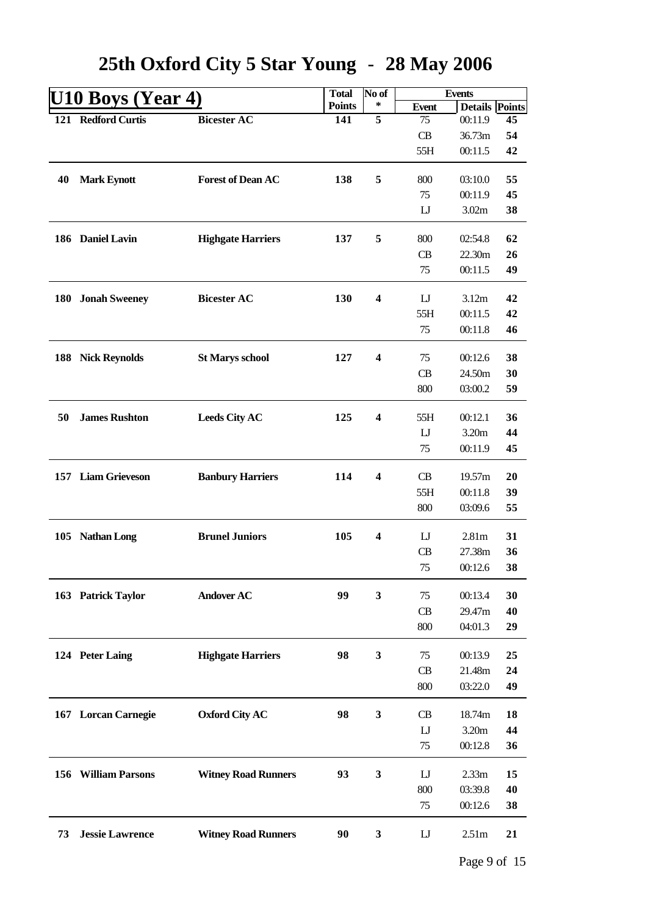# 25th Oxford City 5 Star Young - 28 May 2006

## U10 Boys (Year 4)

| No. | Name | Club | Total Points | No of * | Event | Details | Points |
|---|---|---|---|---|---|---|---|
| 121 | Redford Curtis | Bicester AC | 141 | 5 | 75 | 00:11.9 | 45 |
| | | | | | CB | 36.73m | 54 |
| | | | | | 55H | 00:11.5 | 42 |
| 40 | Mark Eynott | Forest of Dean AC | 138 | 5 | 800 | 03:10.0 | 55 |
| | | | | | 75 | 00:11.9 | 45 |
| | | | | | LJ | 3.02m | 38 |
| 186 | Daniel Lavin | Highgate Harriers | 137 | 5 | 800 | 02:54.8 | 62 |
| | | | | | CB | 22.30m | 26 |
| | | | | | 75 | 00:11.5 | 49 |
| 180 | Jonah Sweeney | Bicester AC | 130 | 4 | LJ | 3.12m | 42 |
| | | | | | 55H | 00:11.5 | 42 |
| | | | | | 75 | 00:11.8 | 46 |
| 188 | Nick Reynolds | St Marys school | 127 | 4 | 75 | 00:12.6 | 38 |
| | | | | | CB | 24.50m | 30 |
| | | | | | 800 | 03:00.2 | 59 |
| 50 | James Rushton | Leeds City AC | 125 | 4 | 55H | 00:12.1 | 36 |
| | | | | | LJ | 3.20m | 44 |
| | | | | | 75 | 00:11.9 | 45 |
| 157 | Liam Grieveson | Banbury Harriers | 114 | 4 | CB | 19.57m | 20 |
| | | | | | 55H | 00:11.8 | 39 |
| | | | | | 800 | 03:09.6 | 55 |
| 105 | Nathan Long | Brunel Juniors | 105 | 4 | LJ | 2.81m | 31 |
| | | | | | CB | 27.38m | 36 |
| | | | | | 75 | 00:12.6 | 38 |
| 163 | Patrick Taylor | Andover AC | 99 | 3 | 75 | 00:13.4 | 30 |
| | | | | | CB | 29.47m | 40 |
| | | | | | 800 | 04:01.3 | 29 |
| 124 | Peter Laing | Highgate Harriers | 98 | 3 | 75 | 00:13.9 | 25 |
| | | | | | CB | 21.48m | 24 |
| | | | | | 800 | 03:22.0 | 49 |
| 167 | Lorcan Carnegie | Oxford City AC | 98 | 3 | CB | 18.74m | 18 |
| | | | | | LJ | 3.20m | 44 |
| | | | | | 75 | 00:12.8 | 36 |
| 156 | William Parsons | Witney Road Runners | 93 | 3 | LJ | 2.33m | 15 |
| | | | | | 800 | 03:39.8 | 40 |
| | | | | | 75 | 00:12.6 | 38 |
| 73 | Jessie Lawrence | Witney Road Runners | 90 | 3 | LJ | 2.51m | 21 |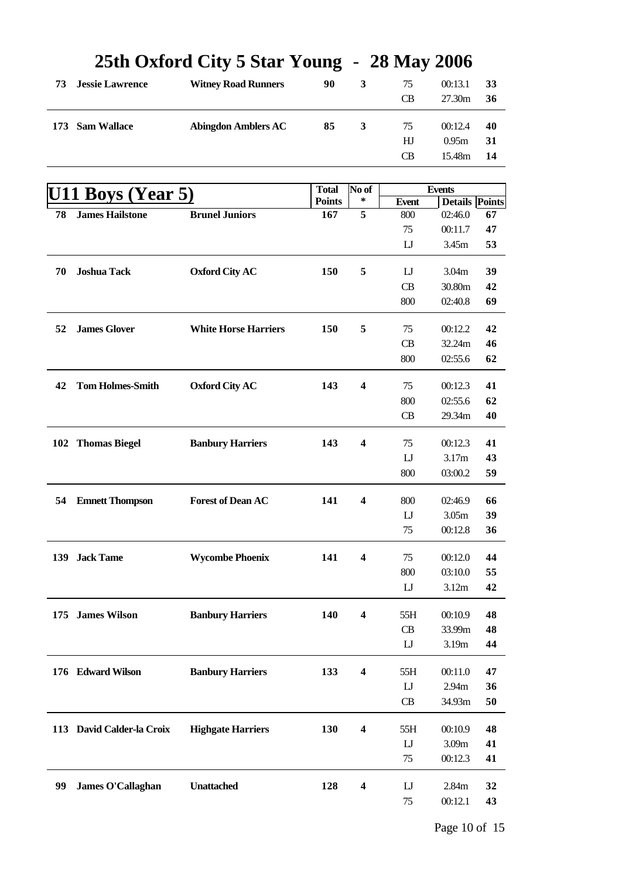# 25th Oxford City 5 Star Young - 28 May 2006

| | | | | | | | |
|---|---|---|---|---|---|---|---|
| **73** | **Jessie Lawrence** | **Witney Road Runners** | **90** | **3** | 75 | 00:13.1 | **33** |
| | | | | | CB | 27.30m | **36** |
| **173** | **Sam Wallace** | **Abingdon Amblers AC** | **85** | **3** | 75 | 00:12.4 | **40** |
| | | | | | HJ | 0.95m | **31** |
| | | | | | CB | 15.48m | **14** |

## U11 Boys (Year 5)

| | | | Total Points | No of * | Event | Details | Points |
|---|---|---|---|---|---|---|---|
| **78** | **James Hailstone** | **Brunel Juniors** | **167** | **5** | 800 | 02:46.0 | **67** |
| | | | | | 75 | 00:11.7 | **47** |
| | | | | | LJ | 3.45m | **53** |
| **70** | **Joshua Tack** | **Oxford City AC** | **150** | **5** | LJ | 3.04m | **39** |
| | | | | | CB | 30.80m | **42** |
| | | | | | 800 | 02:40.8 | **69** |
| **52** | **James Glover** | **White Horse Harriers** | **150** | **5** | 75 | 00:12.2 | **42** |
| | | | | | CB | 32.24m | **46** |
| | | | | | 800 | 02:55.6 | **62** |
| **42** | **Tom Holmes-Smith** | **Oxford City AC** | **143** | **4** | 75 | 00:12.3 | **41** |
| | | | | | 800 | 02:55.6 | **62** |
| | | | | | CB | 29.34m | **40** |
| **102** | **Thomas Biegel** | **Banbury Harriers** | **143** | **4** | 75 | 00:12.3 | **41** |
| | | | | | LJ | 3.17m | **43** |
| | | | | | 800 | 03:00.2 | **59** |
| **54** | **Emnett Thompson** | **Forest of Dean AC** | **141** | **4** | 800 | 02:46.9 | **66** |
| | | | | | LJ | 3.05m | **39** |
| | | | | | 75 | 00:12.8 | **36** |
| **139** | **Jack Tame** | **Wycombe Phoenix** | **141** | **4** | 75 | 00:12.0 | **44** |
| | | | | | 800 | 03:10.0 | **55** |
| | | | | | LJ | 3.12m | **42** |
| **175** | **James Wilson** | **Banbury Harriers** | **140** | **4** | 55H | 00:10.9 | **48** |
| | | | | | CB | 33.99m | **48** |
| | | | | | LJ | 3.19m | **44** |
| **176** | **Edward Wilson** | **Banbury Harriers** | **133** | **4** | 55H | 00:11.0 | **47** |
| | | | | | LJ | 2.94m | **36** |
| | | | | | CB | 34.93m | **50** |
| **113** | **David Calder-la Croix** | **Highgate Harriers** | **130** | **4** | 55H | 00:10.9 | **48** |
| | | | | | LJ | 3.09m | **41** |
| | | | | | 75 | 00:12.3 | **41** |
| **99** | **James O'Callaghan** | **Unattached** | **128** | **4** | LJ | 2.84m | **32** |
| | | | | | 75 | 00:12.1 | **43** |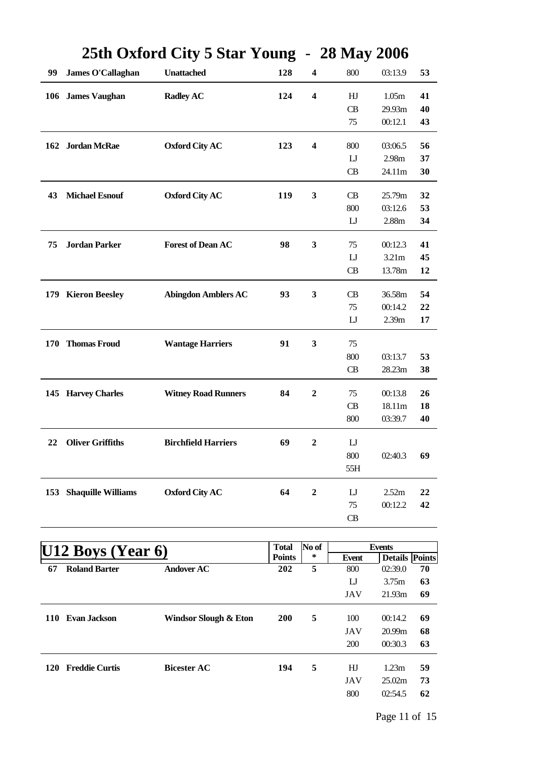# 25th Oxford City 5 Star Young - 28 May 2006

| No | Name | Club | Total Points | No of * | Event | Details | Points |
|---|---|---|---|---|---|---|---|
| 99 | James O'Callaghan | Unattached | 128 | 4 | 800 | 03:13.9 | 53 |
| 106 | James Vaughan | Radley AC | 124 | 4 | HJ | 1.05m | 41 |
| | | | | | CB | 29.93m | 40 |
| | | | | | 75 | 00:12.1 | 43 |
| 162 | Jordan McRae | Oxford City AC | 123 | 4 | 800 | 03:06.5 | 56 |
| | | | | | LJ | 2.98m | 37 |
| | | | | | CB | 24.11m | 30 |
| 43 | Michael Esnouf | Oxford City AC | 119 | 3 | CB | 25.79m | 32 |
| | | | | | 800 | 03:12.6 | 53 |
| | | | | | LJ | 2.88m | 34 |
| 75 | Jordan Parker | Forest of Dean AC | 98 | 3 | 75 | 00:12.3 | 41 |
| | | | | | LJ | 3.21m | 45 |
| | | | | | CB | 13.78m | 12 |
| 179 | Kieron Beesley | Abingdon Amblers AC | 93 | 3 | CB | 36.58m | 54 |
| | | | | | 75 | 00:14.2 | 22 |
| | | | | | LJ | 2.39m | 17 |
| 170 | Thomas Froud | Wantage Harriers | 91 | 3 | 75 | | |
| | | | | | 800 | 03:13.7 | 53 |
| | | | | | CB | 28.23m | 38 |
| 145 | Harvey Charles | Witney Road Runners | 84 | 2 | 75 | 00:13.8 | 26 |
| | | | | | CB | 18.11m | 18 |
| | | | | | 800 | 03:39.7 | 40 |
| 22 | Oliver Griffiths | Birchfield Harriers | 69 | 2 | LJ | | |
| | | | | | 800 | 02:40.3 | 69 |
| | | | | | 55H | | |
| 153 | Shaquille Williams | Oxford City AC | 64 | 2 | LJ | 2.52m | 22 |
| | | | | | 75 | 00:12.2 | 42 |
| | | | | | CB | | |

## U12 Boys (Year 6)

| No | Name | Club | Total Points | No of * | Event | Details | Points |
|---|---|---|---|---|---|---|---|
| 67 | Roland Barter | Andover AC | 202 | 5 | 800 | 02:39.0 | 70 |
| | | | | | LJ | 3.75m | 63 |
| | | | | | JAV | 21.93m | 69 |
| 110 | Evan Jackson | Windsor Slough & Eton | 200 | 5 | 100 | 00:14.2 | 69 |
| | | | | | JAV | 20.99m | 68 |
| | | | | | 200 | 00:30.3 | 63 |
| 120 | Freddie Curtis | Bicester AC | 194 | 5 | HJ | 1.23m | 59 |
| | | | | | JAV | 25.02m | 73 |
| | | | | | 800 | 02:54.5 | 62 |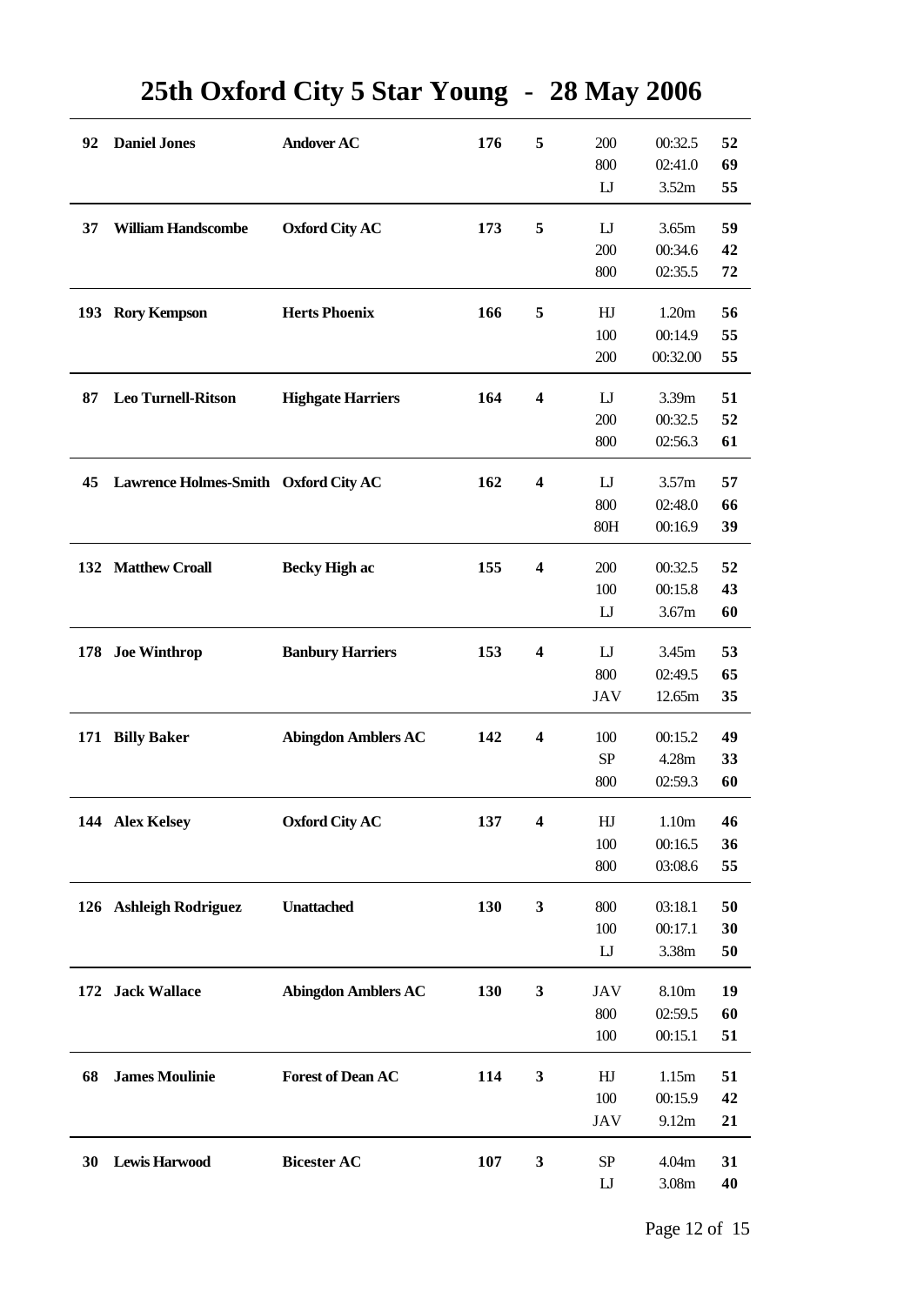# 25th Oxford City 5 Star Young - 28 May 2006

| No. | Name | Club | Total | Stars | Event | Performance | Points |
|---|---|---|---|---|---|---|---|
| 92 | **Daniel Jones** | **Andover AC** | **176** | **5** | 200 | 00:32.5 | **52** |
| | | | | | 800 | 02:41.0 | **69** |
| | | | | | LJ | 3.52m | **55** |
| 37 | **William Handscombe** | **Oxford City AC** | **173** | **5** | LJ | 3.65m | **59** |
| | | | | | 200 | 00:34.6 | **42** |
| | | | | | 800 | 02:35.5 | **72** |
| 193 | **Rory Kempson** | **Herts Phoenix** | **166** | **5** | HJ | 1.20m | **56** |
| | | | | | 100 | 00:14.9 | **55** |
| | | | | | 200 | 00:32.00 | **55** |
| 87 | **Leo Turnell-Ritson** | **Highgate Harriers** | **164** | **4** | LJ | 3.39m | **51** |
| | | | | | 200 | 00:32.5 | **52** |
| | | | | | 800 | 02:56.3 | **61** |
| 45 | **Lawrence Holmes-Smith** | **Oxford City AC** | **162** | **4** | LJ | 3.57m | **57** |
| | | | | | 800 | 02:48.0 | **66** |
| | | | | | 80H | 00:16.9 | **39** |
| 132 | **Matthew Croall** | **Becky High ac** | **155** | **4** | 200 | 00:32.5 | **52** |
| | | | | | 100 | 00:15.8 | **43** |
| | | | | | LJ | 3.67m | **60** |
| 178 | **Joe Winthrop** | **Banbury Harriers** | **153** | **4** | LJ | 3.45m | **53** |
| | | | | | 800 | 02:49.5 | **65** |
| | | | | | JAV | 12.65m | **35** |
| 171 | **Billy Baker** | **Abingdon Amblers AC** | **142** | **4** | 100 | 00:15.2 | **49** |
| | | | | | SP | 4.28m | **33** |
| | | | | | 800 | 02:59.3 | **60** |
| 144 | **Alex Kelsey** | **Oxford City AC** | **137** | **4** | HJ | 1.10m | **46** |
| | | | | | 100 | 00:16.5 | **36** |
| | | | | | 800 | 03:08.6 | **55** |
| 126 | **Ashleigh Rodriguez** | **Unattached** | **130** | **3** | 800 | 03:18.1 | **50** |
| | | | | | 100 | 00:17.1 | **30** |
| | | | | | LJ | 3.38m | **50** |
| 172 | **Jack Wallace** | **Abingdon Amblers AC** | **130** | **3** | JAV | 8.10m | **19** |
| | | | | | 800 | 02:59.5 | **60** |
| | | | | | 100 | 00:15.1 | **51** |
| 68 | **James Moulinie** | **Forest of Dean AC** | **114** | **3** | HJ | 1.15m | **51** |
| | | | | | 100 | 00:15.9 | **42** |
| | | | | | JAV | 9.12m | **21** |
| 30 | **Lewis Harwood** | **Bicester AC** | **107** | **3** | SP | 4.04m | **31** |
| | | | | | LJ | 3.08m | **40** |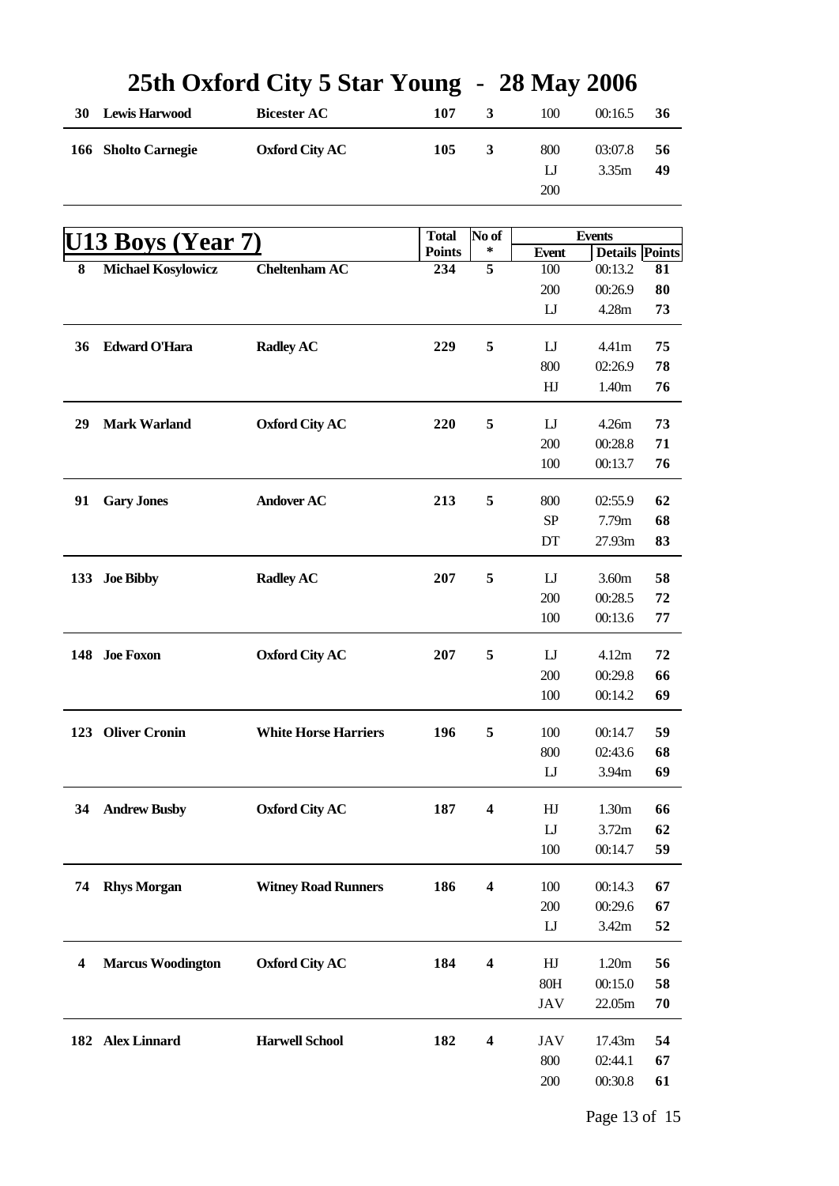# 25th Oxford City 5 Star Young - 28 May 2006

| | | | | | | | |
|---|---|---|---|---|---|---|---|
| **30** | **Lewis Harwood** | **Bicester AC** | **107** | **3** | 100 | 00:16.5 | **36** |
| **166** | **Sholto Carnegie** | **Oxford City AC** | **105** | **3** | 800 | 03:07.8 | **56** |
| | | | | | LJ | 3.35m | **49** |
| | | | | | 200 | | |

## U13 Boys (Year 7)

| | | | Total Points | No of * | Event | Details | Points |
|---|---|---|---|---|---|---|---|
| **8** | **Michael Kosylowicz** | **Cheltenham AC** | **234** | **5** | 100 | 00:13.2 | **81** |
| | | | | | 200 | 00:26.9 | **80** |
| | | | | | LJ | 4.28m | **73** |
| **36** | **Edward O'Hara** | **Radley AC** | **229** | **5** | LJ | 4.41m | **75** |
| | | | | | 800 | 02:26.9 | **78** |
| | | | | | HJ | 1.40m | **76** |
| **29** | **Mark Warland** | **Oxford City AC** | **220** | **5** | LJ | 4.26m | **73** |
| | | | | | 200 | 00:28.8 | **71** |
| | | | | | 100 | 00:13.7 | **76** |
| **91** | **Gary Jones** | **Andover AC** | **213** | **5** | 800 | 02:55.9 | **62** |
| | | | | | SP | 7.79m | **68** |
| | | | | | DT | 27.93m | **83** |
| **133** | **Joe Bibby** | **Radley AC** | **207** | **5** | LJ | 3.60m | **58** |
| | | | | | 200 | 00:28.5 | **72** |
| | | | | | 100 | 00:13.6 | **77** |
| **148** | **Joe Foxon** | **Oxford City AC** | **207** | **5** | LJ | 4.12m | **72** |
| | | | | | 200 | 00:29.8 | **66** |
| | | | | | 100 | 00:14.2 | **69** |
| **123** | **Oliver Cronin** | **White Horse Harriers** | **196** | **5** | 100 | 00:14.7 | **59** |
| | | | | | 800 | 02:43.6 | **68** |
| | | | | | LJ | 3.94m | **69** |
| **34** | **Andrew Busby** | **Oxford City AC** | **187** | **4** | HJ | 1.30m | **66** |
| | | | | | LJ | 3.72m | **62** |
| | | | | | 100 | 00:14.7 | **59** |
| **74** | **Rhys Morgan** | **Witney Road Runners** | **186** | **4** | 100 | 00:14.3 | **67** |
| | | | | | 200 | 00:29.6 | **67** |
| | | | | | LJ | 3.42m | **52** |
| **4** | **Marcus Woodington** | **Oxford City AC** | **184** | **4** | HJ | 1.20m | **56** |
| | | | | | 80H | 00:15.0 | **58** |
| | | | | | JAV | 22.05m | **70** |
| **182** | **Alex Linnard** | **Harwell School** | **182** | **4** | JAV | 17.43m | **54** |
| | | | | | 800 | 02:44.1 | **67** |
| | | | | | 200 | 00:30.8 | **61** |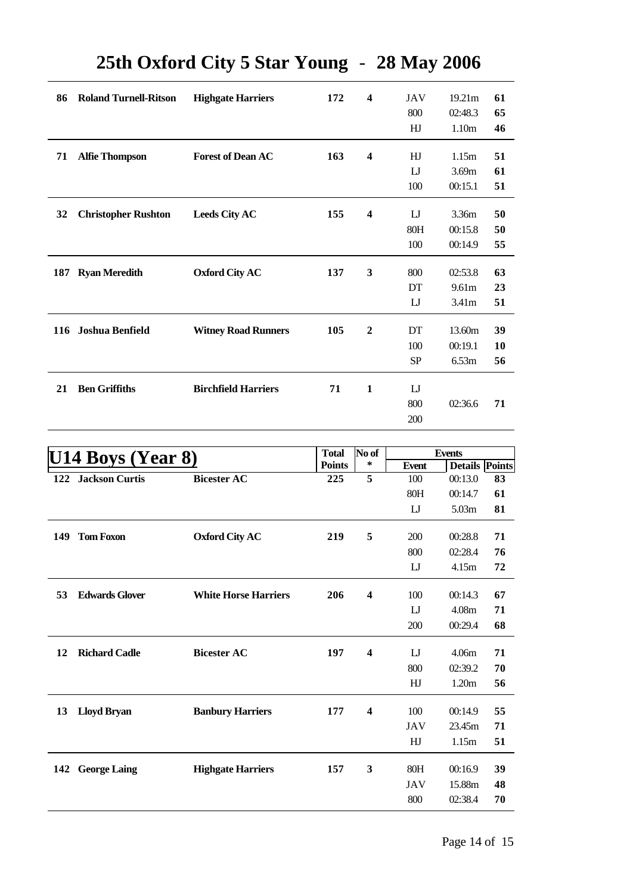# 25th Oxford City 5 Star Young - 28 May 2006

| No | Name | Club | Total Points | No of * | Event | Details | Points |
|---|---|---|---|---|---|---|---|
| **86** | **Roland Turnell-Ritson** | **Highgate Harriers** | **172** | **4** | JAV | 19.21m | **61** |
| | | | | | 800 | 02:48.3 | **65** |
| | | | | | HJ | 1.10m | **46** |
| **71** | **Alfie Thompson** | **Forest of Dean AC** | **163** | **4** | HJ | 1.15m | **51** |
| | | | | | LJ | 3.69m | **61** |
| | | | | | 100 | 00:15.1 | **51** |
| **32** | **Christopher Rushton** | **Leeds City AC** | **155** | **4** | LJ | 3.36m | **50** |
| | | | | | 80H | 00:15.8 | **50** |
| | | | | | 100 | 00:14.9 | **55** |
| **187** | **Ryan Meredith** | **Oxford City AC** | **137** | **3** | 800 | 02:53.8 | **63** |
| | | | | | DT | 9.61m | **23** |
| | | | | | LJ | 3.41m | **51** |
| **116** | **Joshua Benfield** | **Witney Road Runners** | **105** | **2** | DT | 13.60m | **39** |
| | | | | | 100 | 00:19.1 | **10** |
| | | | | | SP | 6.53m | **56** |
| **21** | **Ben Griffiths** | **Birchfield Harriers** | **71** | **1** | LJ | | |
| | | | | | 800 | 02:36.6 | **71** |
| | | | | | 200 | | |

## U14 Boys (Year 8)

| No | Name | Club | Total Points | No of * | Event | Details | Points |
|---|---|---|---|---|---|---|---|
| **122** | **Jackson Curtis** | **Bicester AC** | **225** | **5** | 100 | 00:13.0 | **83** |
| | | | | | 80H | 00:14.7 | **61** |
| | | | | | LJ | 5.03m | **81** |
| **149** | **Tom Foxon** | **Oxford City AC** | **219** | **5** | 200 | 00:28.8 | **71** |
| | | | | | 800 | 02:28.4 | **76** |
| | | | | | LJ | 4.15m | **72** |
| **53** | **Edwards Glover** | **White Horse Harriers** | **206** | **4** | 100 | 00:14.3 | **67** |
| | | | | | LJ | 4.08m | **71** |
| | | | | | 200 | 00:29.4 | **68** |
| **12** | **Richard Cadle** | **Bicester AC** | **197** | **4** | LJ | 4.06m | **71** |
| | | | | | 800 | 02:39.2 | **70** |
| | | | | | HJ | 1.20m | **56** |
| **13** | **Lloyd Bryan** | **Banbury Harriers** | **177** | **4** | 100 | 00:14.9 | **55** |
| | | | | | JAV | 23.45m | **71** |
| | | | | | HJ | 1.15m | **51** |
| **142** | **George Laing** | **Highgate Harriers** | **157** | **3** | 80H | 00:16.9 | **39** |
| | | | | | JAV | 15.88m | **48** |
| | | | | | 800 | 02:38.4 | **70** |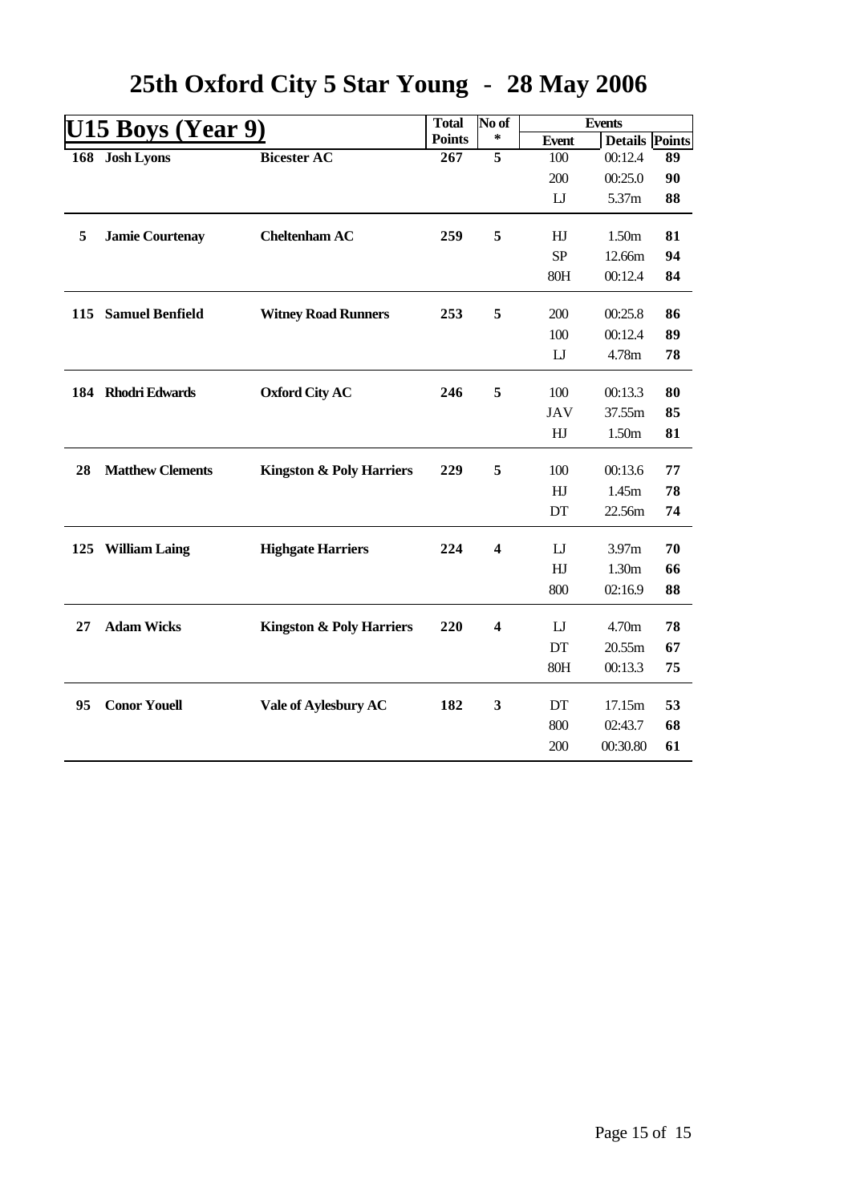# 25th Oxford City 5 Star Young - 28 May 2006

## U15 Boys (Year 9)

| | | | Total Points | No of * | Events | | |
|---|---|---|---|---|---|---|---|
| | | | | | Event | Details | Points |
| 168 | Josh Lyons | Bicester AC | 267 | 5 | 100 | 00:12.4 | 89 |
| | | | | | 200 | 00:25.0 | 90 |
| | | | | | LJ | 5.37m | 88 |
| 5 | Jamie Courtenay | Cheltenham AC | 259 | 5 | HJ | 1.50m | 81 |
| | | | | | SP | 12.66m | 94 |
| | | | | | 80H | 00:12.4 | 84 |
| 115 | Samuel Benfield | Witney Road Runners | 253 | 5 | 200 | 00:25.8 | 86 |
| | | | | | 100 | 00:12.4 | 89 |
| | | | | | LJ | 4.78m | 78 |
| 184 | Rhodri Edwards | Oxford City AC | 246 | 5 | 100 | 00:13.3 | 80 |
| | | | | | JAV | 37.55m | 85 |
| | | | | | HJ | 1.50m | 81 |
| 28 | Matthew Clements | Kingston & Poly Harriers | 229 | 5 | 100 | 00:13.6 | 77 |
| | | | | | HJ | 1.45m | 78 |
| | | | | | DT | 22.56m | 74 |
| 125 | William Laing | Highgate Harriers | 224 | 4 | LJ | 3.97m | 70 |
| | | | | | HJ | 1.30m | 66 |
| | | | | | 800 | 02:16.9 | 88 |
| 27 | Adam Wicks | Kingston & Poly Harriers | 220 | 4 | LJ | 4.70m | 78 |
| | | | | | DT | 20.55m | 67 |
| | | | | | 80H | 00:13.3 | 75 |
| 95 | Conor Youell | Vale of Aylesbury AC | 182 | 3 | DT | 17.15m | 53 |
| | | | | | 800 | 02:43.7 | 68 |
| | | | | | 200 | 00:30.80 | 61 |